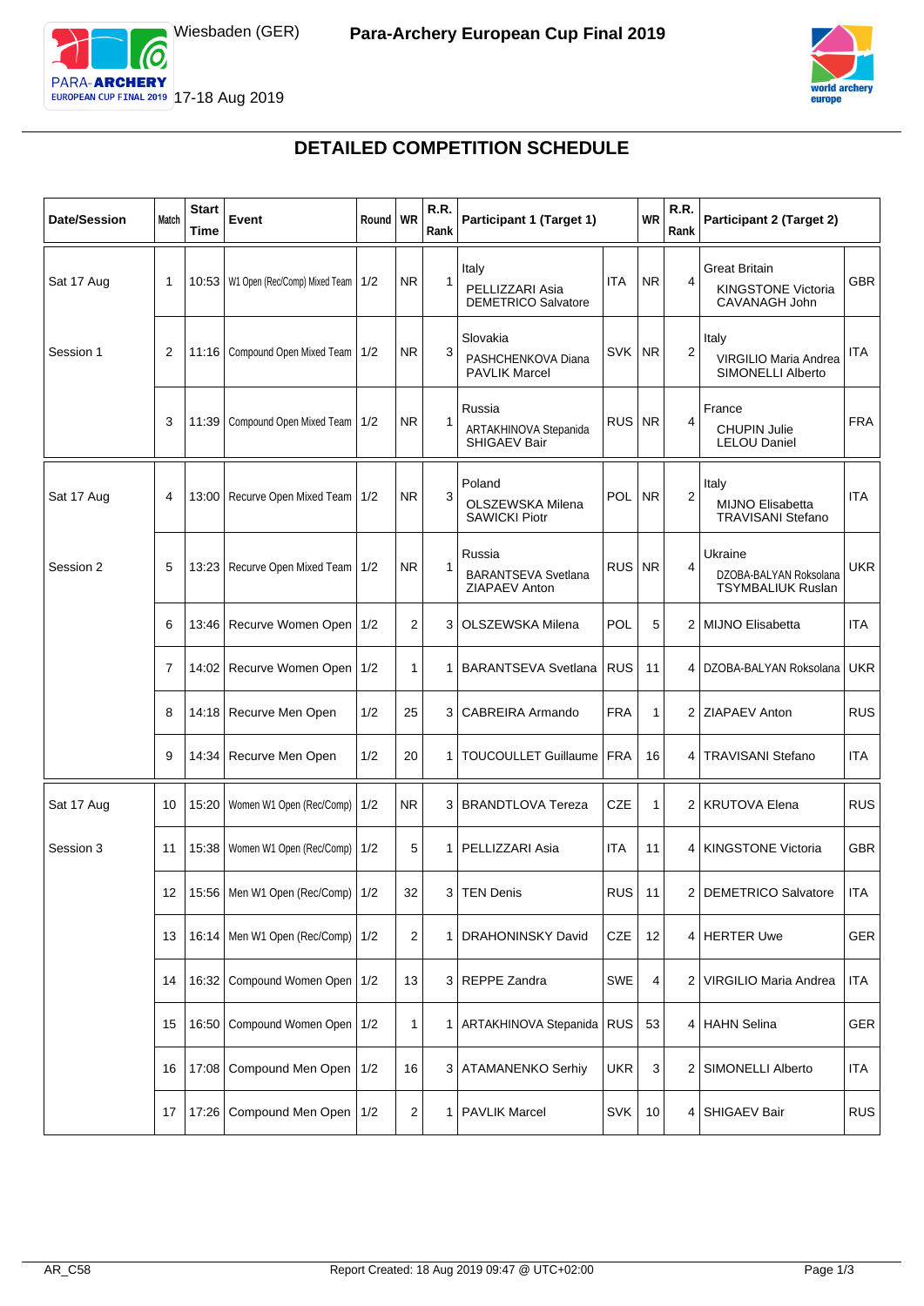Wiesbaden (GER)

**Para-Archery European Cup Final 2019**

17-18 Aug 2019

# DETAILED COMPETITION SCHEDULE

| Date/Session | Match | Start Time | Event | Round | WR | R.R. Rank | Participant 1 (Target 1) | | WR | R.R. Rank | Participant 2 (Target 2) | |
|---|---|---|---|---|---|---|---|---|---|---|---|---|
| Sat 17 Aug | 1 | 10:53 | W1 Open (Rec/Comp) Mixed Team | 1/2 | NR | 1 | Italy PELLIZZARI Asia DEMETRICO Salvatore | ITA | NR | 4 | Great Britain KINGSTONE Victoria CAVANAGH John | GBR |
| Session 1 | 2 | 11:16 | Compound Open Mixed Team | 1/2 | NR | 3 | Slovakia PASHCHENKOVA Diana PAVLIK Marcel | SVK | NR | 2 | Italy VIRGILIO Maria Andrea SIMONELLI Alberto | ITA |
| | 3 | 11:39 | Compound Open Mixed Team | 1/2 | NR | 1 | Russia ARTAKHINOVA Stepanida SHIGAEV Bair | RUS | NR | 4 | France CHUPIN Julie LELOU Daniel | FRA |
| Sat 17 Aug | 4 | 13:00 | Recurve Open Mixed Team | 1/2 | NR | 3 | Poland OLSZEWSKA Milena SAWICKI Piotr | POL | NR | 2 | Italy MIJNO Elisabetta TRAVISANI Stefano | ITA |
| Session 2 | 5 | 13:23 | Recurve Open Mixed Team | 1/2 | NR | 1 | Russia BARANTSEVA Svetlana ZIAPAEV Anton | RUS | NR | 4 | Ukraine DZOBA-BALYAN Roksolana TSYMBALIUK Ruslan | UKR |
| | 6 | 13:46 | Recurve Women Open | 1/2 | 2 | 3 | OLSZEWSKA Milena | POL | 5 | 2 | MIJNO Elisabetta | ITA |
| | 7 | 14:02 | Recurve Women Open | 1/2 | 1 | 1 | BARANTSEVA Svetlana | RUS | 11 | 4 | DZOBA-BALYAN Roksolana | UKR |
| | 8 | 14:18 | Recurve Men Open | 1/2 | 25 | 3 | CABREIRA Armando | FRA | 1 | 2 | ZIAPAEV Anton | RUS |
| | 9 | 14:34 | Recurve Men Open | 1/2 | 20 | 1 | TOUCOULLET Guillaume | FRA | 16 | 4 | TRAVISANI Stefano | ITA |
| Sat 17 Aug | 10 | 15:20 | Women W1 Open (Rec/Comp) | 1/2 | NR | 3 | BRANDTLOVA Tereza | CZE | 1 | 2 | KRUTOVA Elena | RUS |
| Session 3 | 11 | 15:38 | Women W1 Open (Rec/Comp) | 1/2 | 5 | 1 | PELLIZZARI Asia | ITA | 11 | 4 | KINGSTONE Victoria | GBR |
| | 12 | 15:56 | Men W1 Open (Rec/Comp) | 1/2 | 32 | 3 | TEN Denis | RUS | 11 | 2 | DEMETRICO Salvatore | ITA |
| | 13 | 16:14 | Men W1 Open (Rec/Comp) | 1/2 | 2 | 1 | DRAHONINSKY David | CZE | 12 | 4 | HERTER Uwe | GER |
| | 14 | 16:32 | Compound Women Open | 1/2 | 13 | 3 | REPPE Zandra | SWE | 4 | 2 | VIRGILIO Maria Andrea | ITA |
| | 15 | 16:50 | Compound Women Open | 1/2 | 1 | 1 | ARTAKHINOVA Stepanida | RUS | 53 | 4 | HAHN Selina | GER |
| | 16 | 17:08 | Compound Men Open | 1/2 | 16 | 3 | ATAMANENKO Serhiy | UKR | 3 | 2 | SIMONELLI Alberto | ITA |
| | 17 | 17:26 | Compound Men Open | 1/2 | 2 | 1 | PAVLIK Marcel | SVK | 10 | 4 | SHIGAEV Bair | RUS |

AR_C58 Report Created: 18 Aug 2019 09:47 @ UTC+02:00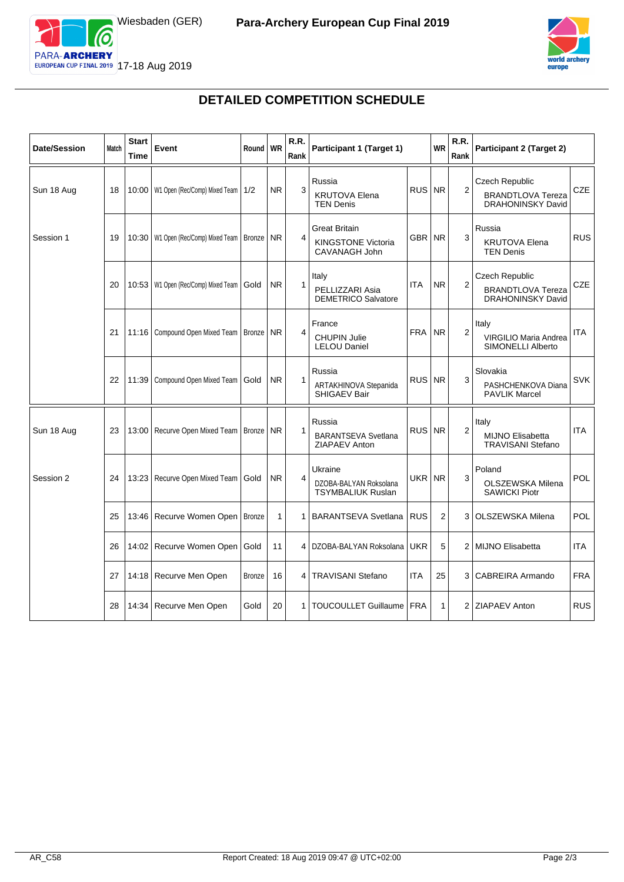Wiesbaden (GER) **Para-Archery European Cup Final 2019**

17-18 Aug 2019

## DETAILED COMPETITION SCHEDULE

| Date/Session | Match | Start Time | Event | Round | WR | R.R. Rank | Participant 1 (Target 1) | | WR | R.R. Rank | Participant 2 (Target 2) | |
|---|---|---|---|---|---|---|---|---|---|---|---|---|
| Sun 18 Aug | 18 | 10:00 | W1 Open (Rec/Comp) Mixed Team | 1/2 | NR | 3 | Russia KRUTOVA Elena TEN Denis | RUS | NR | 2 | Czech Republic BRANDTLOVA Tereza DRAHONINSKY David | CZE |
| Session 1 | 19 | 10:30 | W1 Open (Rec/Comp) Mixed Team | Bronze | NR | 4 | Great Britain KINGSTONE Victoria CAVANAGH John | GBR | NR | 3 | Russia KRUTOVA Elena TEN Denis | RUS |
| | 20 | 10:53 | W1 Open (Rec/Comp) Mixed Team | Gold | NR | 1 | Italy PELLIZZARI Asia DEMETRICO Salvatore | ITA | NR | 2 | Czech Republic BRANDTLOVA Tereza DRAHONINSKY David | CZE |
| | 21 | 11:16 | Compound Open Mixed Team | Bronze | NR | 4 | France CHUPIN Julie LELOU Daniel | FRA | NR | 2 | Italy VIRGILIO Maria Andrea SIMONELLI Alberto | ITA |
| | 22 | 11:39 | Compound Open Mixed Team | Gold | NR | 1 | Russia ARTAKHINOVA Stepanida SHIGAEV Bair | RUS | NR | 3 | Slovakia PASHCHENKOVA Diana PAVLIK Marcel | SVK |
| Sun 18 Aug | 23 | 13:00 | Recurve Open Mixed Team | Bronze | NR | 1 | Russia BARANTSEVA Svetlana ZIAPAEV Anton | RUS | NR | 2 | Italy MIJNO Elisabetta TRAVISANI Stefano | ITA |
| Session 2 | 24 | 13:23 | Recurve Open Mixed Team | Gold | NR | 4 | Ukraine DZOBA-BALYAN Roksolana TSYMBALIUK Ruslan | UKR | NR | 3 | Poland OLSZEWSKA Milena SAWICKI Piotr | POL |
| | 25 | 13:46 | Recurve Women Open | Bronze | 1 | 1 | BARANTSEVA Svetlana | RUS | 2 | 3 | OLSZEWSKA Milena | POL |
| | 26 | 14:02 | Recurve Women Open | Gold | 11 | 4 | DZOBA-BALYAN Roksolana | UKR | 5 | 2 | MIJNO Elisabetta | ITA |
| | 27 | 14:18 | Recurve Men Open | Bronze | 16 | 4 | TRAVISANI Stefano | ITA | 25 | 3 | CABREIRA Armando | FRA |
| | 28 | 14:34 | Recurve Men Open | Gold | 20 | 1 | TOUCOULLET Guillaume | FRA | 1 | 2 | ZIAPAEV Anton | RUS |

AR_C58 Report Created: 18 Aug 2019 09:47 @ UTC+02:00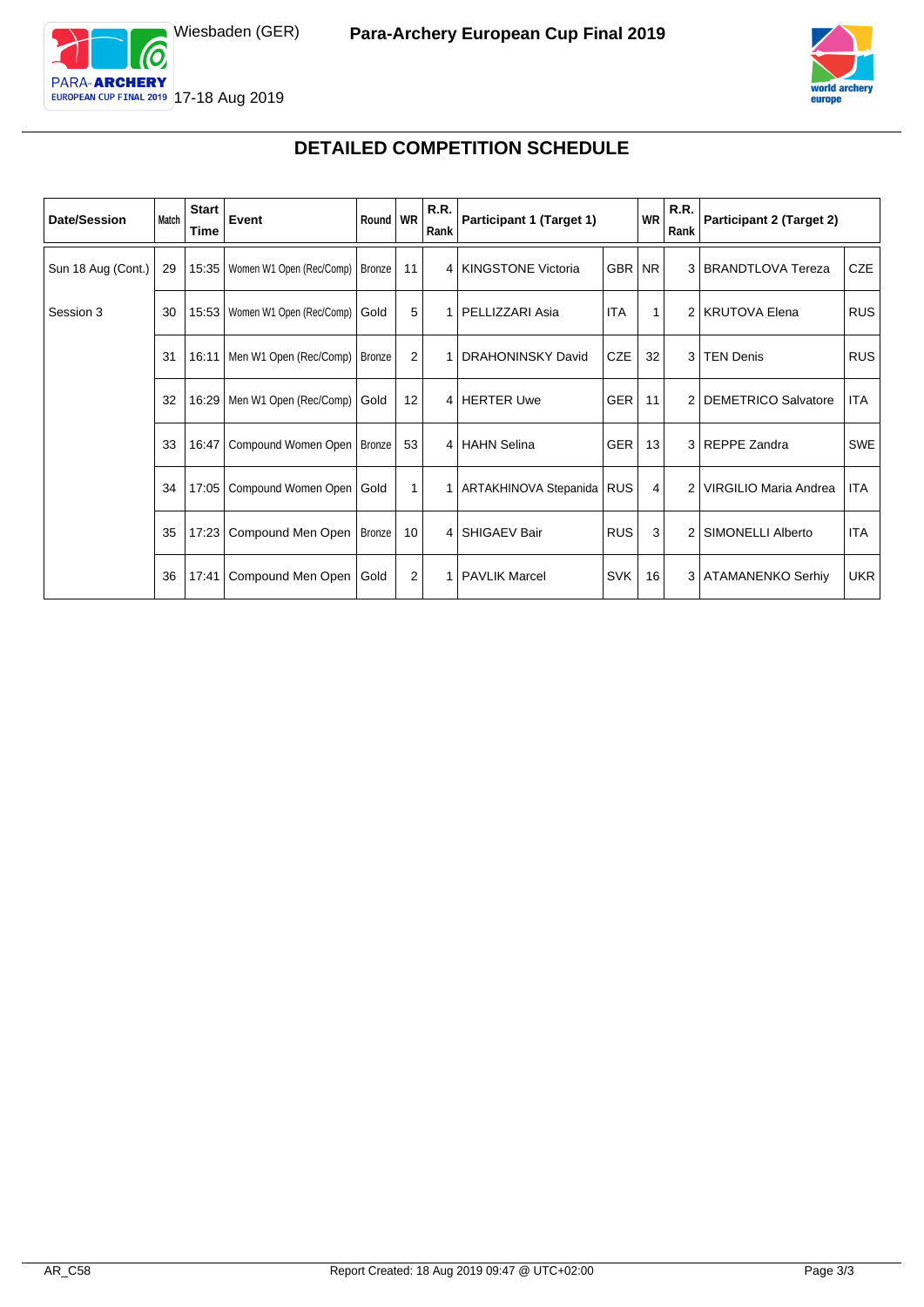# DETAILED COMPETITION SCHEDULE

| Date/Session | Match | Start Time | Event | Round | WR | R.R. Rank | Participant 1 (Target 1) | | WR | R.R. Rank | Participant 2 (Target 2) | |
|---|---|---|---|---|---|---|---|---|---|---|---|---|
| Sun 18 Aug (Cont.) | 29 | 15:35 | Women W1 Open (Rec/Comp) | Bronze | 11 | 4 | KINGSTONE Victoria | GBR | NR | 3 | BRANDTLOVA Tereza | CZE |
| Session 3 | 30 | 15:53 | Women W1 Open (Rec/Comp) | Gold | 5 | 1 | PELLIZZARI Asia | ITA | 1 | 2 | KRUTOVA Elena | RUS |
| | 31 | 16:11 | Men W1 Open (Rec/Comp) | Bronze | 2 | 1 | DRAHONINSKY David | CZE | 32 | 3 | TEN Denis | RUS |
| | 32 | 16:29 | Men W1 Open (Rec/Comp) | Gold | 12 | 4 | HERTER Uwe | GER | 11 | 2 | DEMETRICO Salvatore | ITA |
| | 33 | 16:47 | Compound Women Open | Bronze | 53 | 4 | HAHN Selina | GER | 13 | 3 | REPPE Zandra | SWE |
| | 34 | 17:05 | Compound Women Open | Gold | 1 | 1 | ARTAKHINOVA Stepanida | RUS | 4 | 2 | VIRGILIO Maria Andrea | ITA |
| | 35 | 17:23 | Compound Men Open | Bronze | 10 | 4 | SHIGAEV Bair | RUS | 3 | 2 | SIMONELLI Alberto | ITA |
| | 36 | 17:41 | Compound Men Open | Gold | 2 | 1 | PAVLIK Marcel | SVK | 16 | 3 | ATAMANENKO Serhiy | UKR |

AR_C58 Report Created: 18 Aug 2019 09:47 @ UTC+02:00